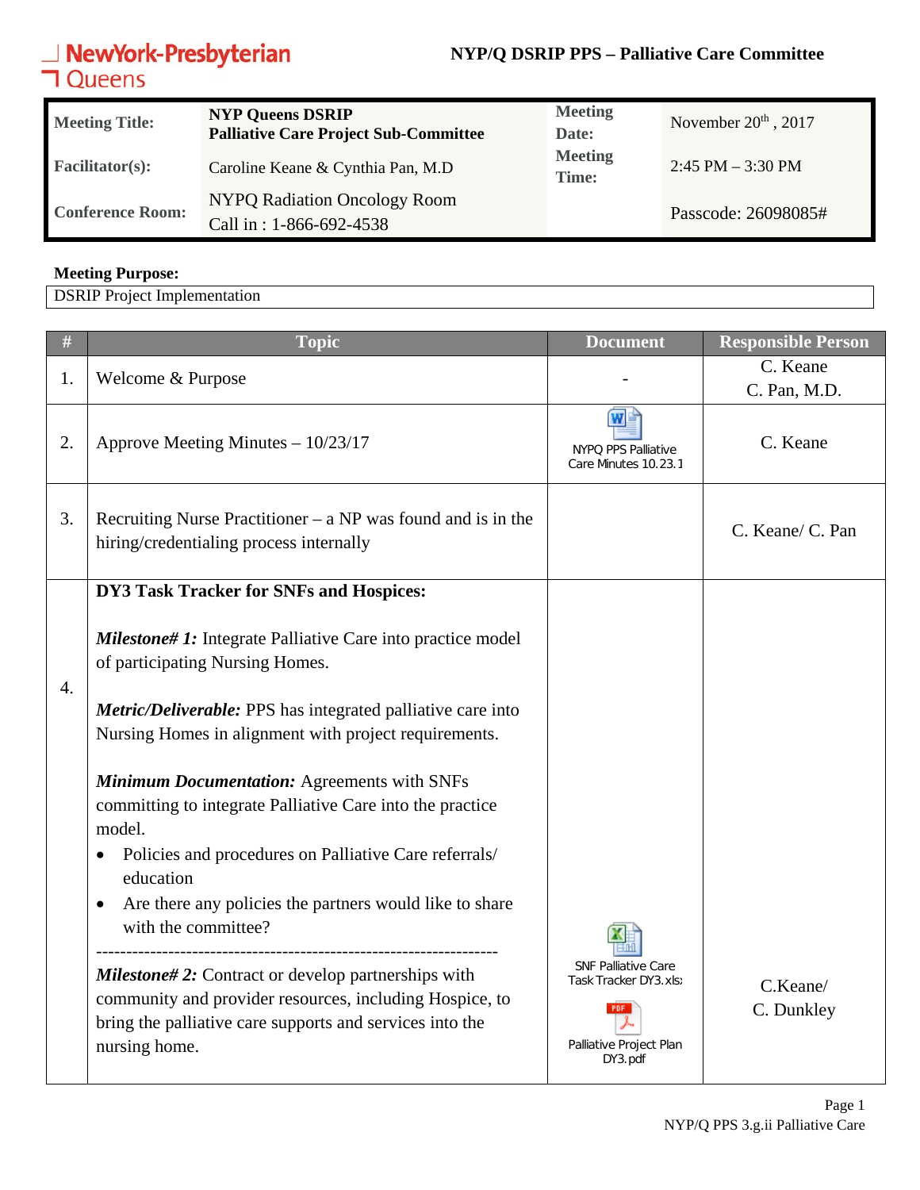NewYork-Presbyterian Queens

# NYP/Q DSRIP PPS – Palliative Care Committee

| | | | |
|---|---|---|---|
| **Meeting Title:** | **NYP Queens DSRIP Palliative Care Project Sub-Committee** | **Meeting Date:** | November 20th, 2017 |
| **Facilitator(s):** | Caroline Keane & Cynthia Pan, M.D | **Meeting Time:** | 2:45 PM – 3:30 PM |
| **Conference Room:** | NYPQ Radiation Oncology Room<br>Call in : 1-866-692-4538 | | Passcode: 26098085# |

**Meeting Purpose:**

DSRIP Project Implementation

| # | Topic | Document | Responsible Person |
|---|---|---|---|
| 1. | Welcome & Purpose | - | C. Keane<br>C. Pan, M.D. |
| 2. | Approve Meeting Minutes – 10/23/17 | NYPQ PPS Palliative Care Minutes 10.23.1 | C. Keane |
| 3. | Recruiting Nurse Practitioner – a NP was found and is in the hiring/credentialing process internally | | C. Keane/ C. Pan |
| 4. | **DY3 Task Tracker for SNFs and Hospices:**<br><br>***Milestone# 1:*** Integrate Palliative Care into practice model of participating Nursing Homes.<br><br>***Metric/Deliverable:*** PPS has integrated palliative care into Nursing Homes in alignment with project requirements.<br><br>***Minimum Documentation:*** Agreements with SNFs committing to integrate Palliative Care into the practice model.<br>• Policies and procedures on Palliative Care referrals/ education<br>• Are there any policies the partners would like to share with the committee?<br>------------------------------------------------------------------<br>***Milestone# 2:*** Contract or develop partnerships with community and provider resources, including Hospice, to bring the palliative care supports and services into the nursing home. | SNF Palliative Care Task Tracker DY3.xlsx<br><br>Palliative Project Plan DY3.pdf | C.Keane/<br>C. Dunkley |

NYP/Q PPS 3.g.ii Palliative Care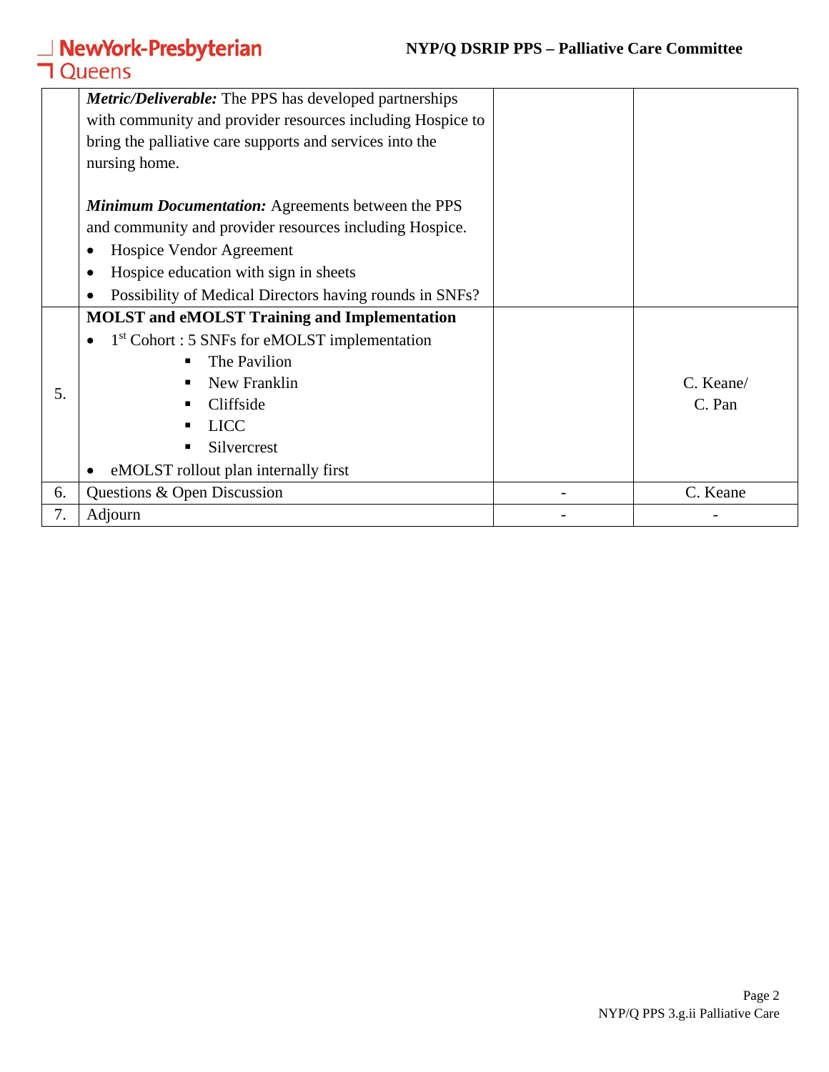| | | | |
|---|---|---|---|
| | ***Metric/Deliverable:*** The PPS has developed partnerships with community and provider resources including Hospice to bring the palliative care supports and services into the nursing home.<br><br>***Minimum Documentation:*** Agreements between the PPS and community and provider resources including Hospice.<br>• Hospice Vendor Agreement<br>• Hospice education with sign in sheets<br>• Possibility of Medical Directors having rounds in SNFs? | | |
| 5. | **MOLST and eMOLST Training and Implementation**<br>• 1st Cohort : 5 SNFs for eMOLST implementation<br>  ▪ The Pavilion<br>  ▪ New Franklin<br>  ▪ Cliffside<br>  ▪ LICC<br>  ▪ Silvercrest<br>• eMOLST rollout plan internally first | | C. Keane/<br>C. Pan |
| 6. | Questions & Open Discussion | - | C. Keane |
| 7. | Adjourn | - | - |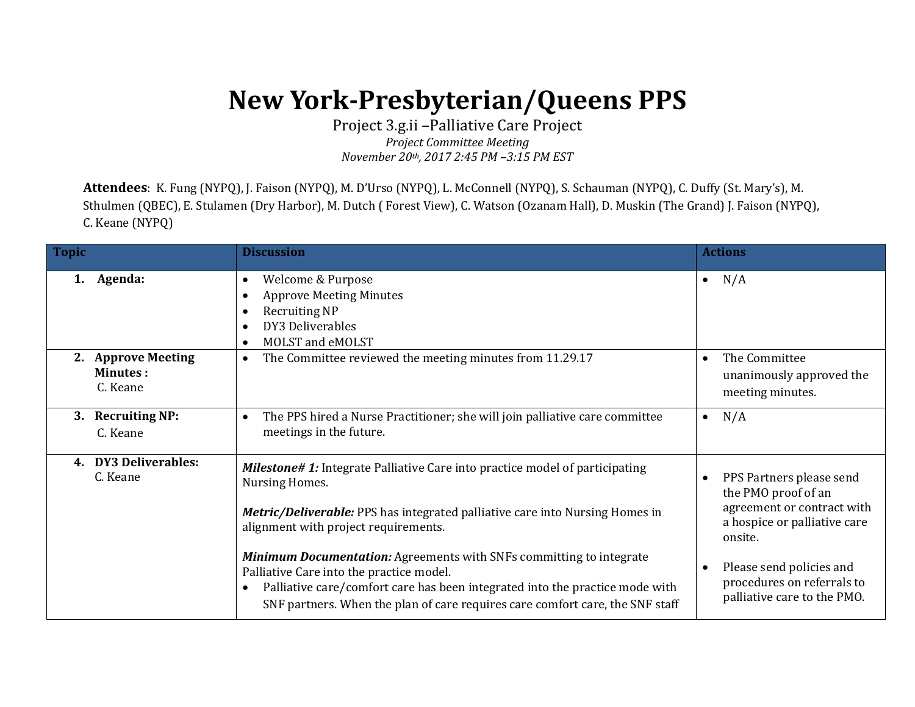# New York-Presbyterian/Queens PPS

Project 3.g.ii –Palliative Care Project

*Project Committee Meeting*

*November 20th, 2017 2:45 PM –3:15 PM EST*

**Attendees**: K. Fung (NYPQ), J. Faison (NYPQ), M. D'Urso (NYPQ), L. McConnell (NYPQ), S. Schauman (NYPQ), C. Duffy (St. Mary's), M. Sthulmen (QBEC), E. Stulamen (Dry Harbor), M. Dutch ( Forest View), C. Watson (Ozanam Hall), D. Muskin (The Grand) J. Faison (NYPQ), C. Keane (NYPQ)

| Topic | Discussion | Actions |
|---|---|---|
| **1. Agenda:** | • Welcome & Purpose<br>• Approve Meeting Minutes<br>• Recruiting NP<br>• DY3 Deliverables<br>• MOLST and eMOLST | • N/A |
| **2. Approve Meeting Minutes :**<br>C. Keane | • The Committee reviewed the meeting minutes from 11.29.17 | • The Committee unanimously approved the meeting minutes. |
| **3. Recruiting NP:**<br>C. Keane | • The PPS hired a Nurse Practitioner; she will join palliative care committee meetings in the future. | • N/A |
| **4. DY3 Deliverables:**<br>C. Keane | ***Milestone# 1:*** Integrate Palliative Care into practice model of participating Nursing Homes.<br><br>***Metric/Deliverable:*** PPS has integrated palliative care into Nursing Homes in alignment with project requirements.<br><br>***Minimum Documentation:*** Agreements with SNFs committing to integrate Palliative Care into the practice model.<br>• Palliative care/comfort care has been integrated into the practice mode with SNF partners. When the plan of care requires care comfort care, the SNF staff | • PPS Partners please send the PMO proof of an agreement or contract with a hospice or palliative care onsite.<br><br>• Please send policies and procedures on referrals to palliative care to the PMO. |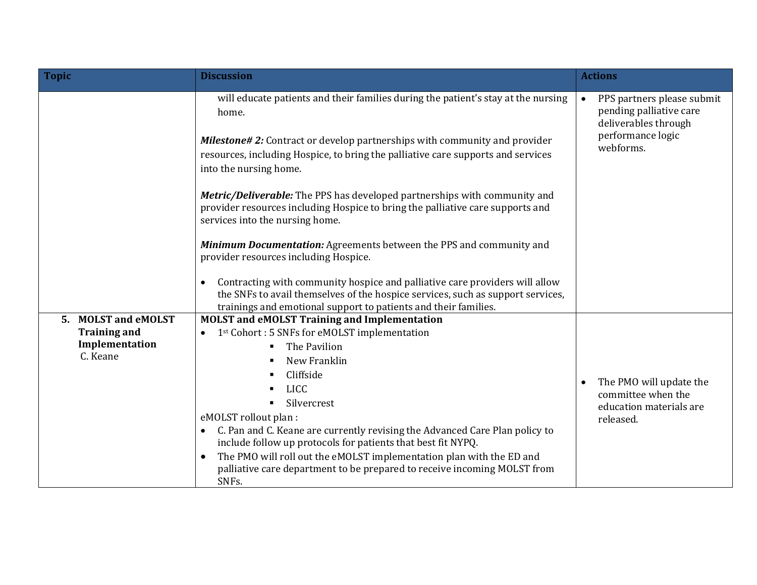| Topic | Discussion | Actions |
|---|---|---|
| | will educate patients and their families during the patient's stay at the nursing home.<br><br>***Milestone# 2:*** Contract or develop partnerships with community and provider resources, including Hospice, to bring the palliative care supports and services into the nursing home.<br><br>***Metric/Deliverable:*** The PPS has developed partnerships with community and provider resources including Hospice to bring the palliative care supports and services into the nursing home.<br><br>***Minimum Documentation:*** Agreements between the PPS and community and provider resources including Hospice.<br><br>• Contracting with community hospice and palliative care providers will allow the SNFs to avail themselves of the hospice services, such as support services, trainings and emotional support to patients and their families. | • PPS partners please submit pending palliative care deliverables through performance logic webforms. |
| **5. MOLST and eMOLST Training and Implementation**<br>C. Keane | **MOLST and eMOLST Training and Implementation**<br>• 1st Cohort : 5 SNFs for eMOLST implementation<br>▪ The Pavilion<br>▪ New Franklin<br>▪ Cliffside<br>▪ LICC<br>▪ Silvercrest<br><br>eMOLST rollout plan :<br>• C. Pan and C. Keane are currently revising the Advanced Care Plan policy to include follow up protocols for patients that best fit NYPQ.<br>• The PMO will roll out the eMOLST implementation plan with the ED and palliative care department to be prepared to receive incoming MOLST from SNFs. | • The PMO will update the committee when the education materials are released. |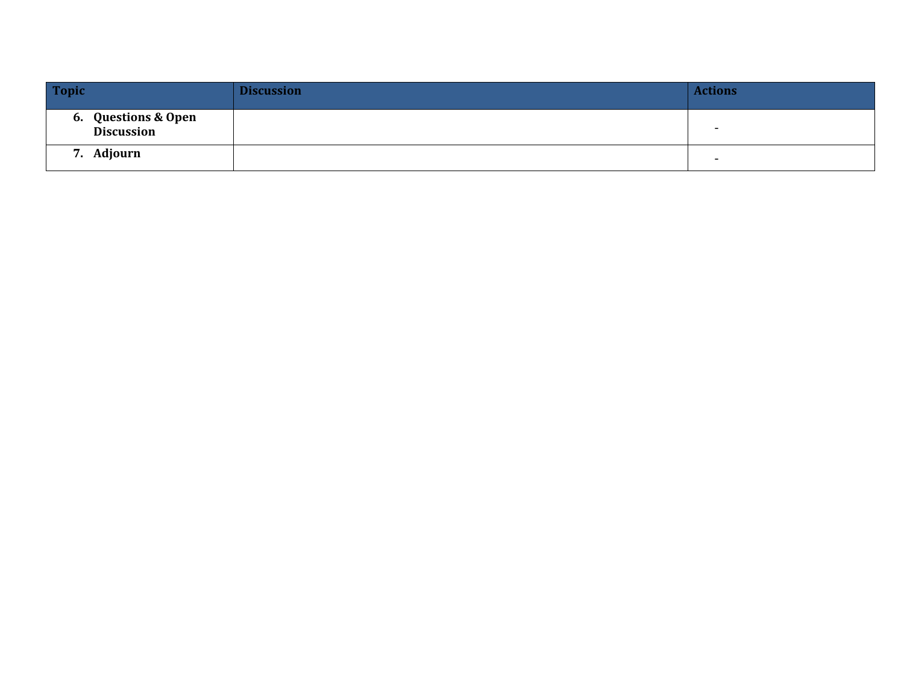| Topic | Discussion | Actions |
|---|---|---|
| **6. Questions & Open Discussion** | | - |
| **7. Adjourn** | | - |